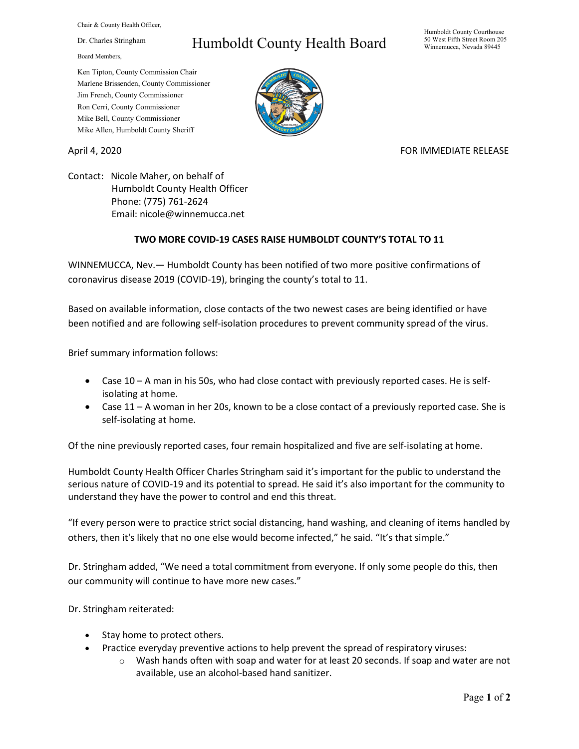Chair & County Health Officer,

Dr. Charles Stringham

Board Members,

Ken Tipton, County Commission Chair
Marlene Brissenden, County Commissioner
Jim French, County Commissioner
Ron Cerri, County Commissioner
Mike Bell, County Commissioner
Mike Allen, Humboldt County Sheriff

# Humboldt County Health Board

Humboldt County Courthouse
50 West Fifth Street Room 205
Winnemucca, Nevada 89445

April 4, 2020

FOR IMMEDIATE RELEASE

Contact: Nicole Maher, on behalf of
Humboldt County Health Officer
Phone: (775) 761-2624
Email: nicole@winnemucca.net

## TWO MORE COVID-19 CASES RAISE HUMBOLDT COUNTY'S TOTAL TO 11

WINNEMUCCA, Nev.— Humboldt County has been notified of two more positive confirmations of coronavirus disease 2019 (COVID-19), bringing the county's total to 11.

Based on available information, close contacts of the two newest cases are being identified or have been notified and are following self-isolation procedures to prevent community spread of the virus.

Brief summary information follows:

- Case 10 – A man in his 50s, who had close contact with previously reported cases. He is self-isolating at home.
- Case 11 – A woman in her 20s, known to be a close contact of a previously reported case. She is self-isolating at home.

Of the nine previously reported cases, four remain hospitalized and five are self-isolating at home.

Humboldt County Health Officer Charles Stringham said it's important for the public to understand the serious nature of COVID-19 and its potential to spread. He said it's also important for the community to understand they have the power to control and end this threat.

"If every person were to practice strict social distancing, hand washing, and cleaning of items handled by others, then it's likely that no one else would become infected," he said. "It's that simple."

Dr. Stringham added, "We need a total commitment from everyone. If only some people do this, then our community will continue to have more new cases."

Dr. Stringham reiterated:

- Stay home to protect others.
- Practice everyday preventive actions to help prevent the spread of respiratory viruses:
  - Wash hands often with soap and water for at least 20 seconds. If soap and water are not available, use an alcohol-based hand sanitizer.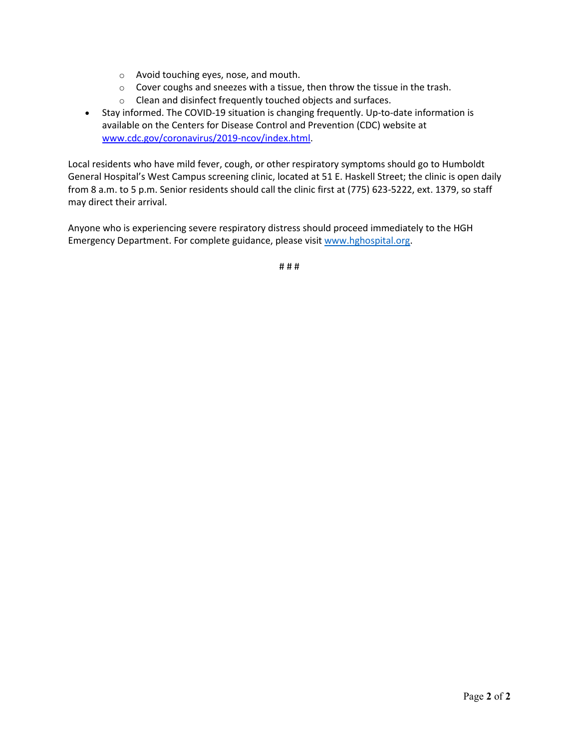- Avoid touching eyes, nose, and mouth.
  - Cover coughs and sneezes with a tissue, then throw the tissue in the trash.
  - Clean and disinfect frequently touched objects and surfaces.
- Stay informed. The COVID-19 situation is changing frequently. Up-to-date information is available on the Centers for Disease Control and Prevention (CDC) website at [www.cdc.gov/coronavirus/2019-ncov/index.html](http://www.cdc.gov/coronavirus/2019-ncov/index.html).

Local residents who have mild fever, cough, or other respiratory symptoms should go to Humboldt General Hospital's West Campus screening clinic, located at 51 E. Haskell Street; the clinic is open daily from 8 a.m. to 5 p.m. Senior residents should call the clinic first at (775) 623-5222, ext. 1379, so staff may direct their arrival.

Anyone who is experiencing severe respiratory distress should proceed immediately to the HGH Emergency Department. For complete guidance, please visit [www.hghospital.org](http://www.hghospital.org).

# # #